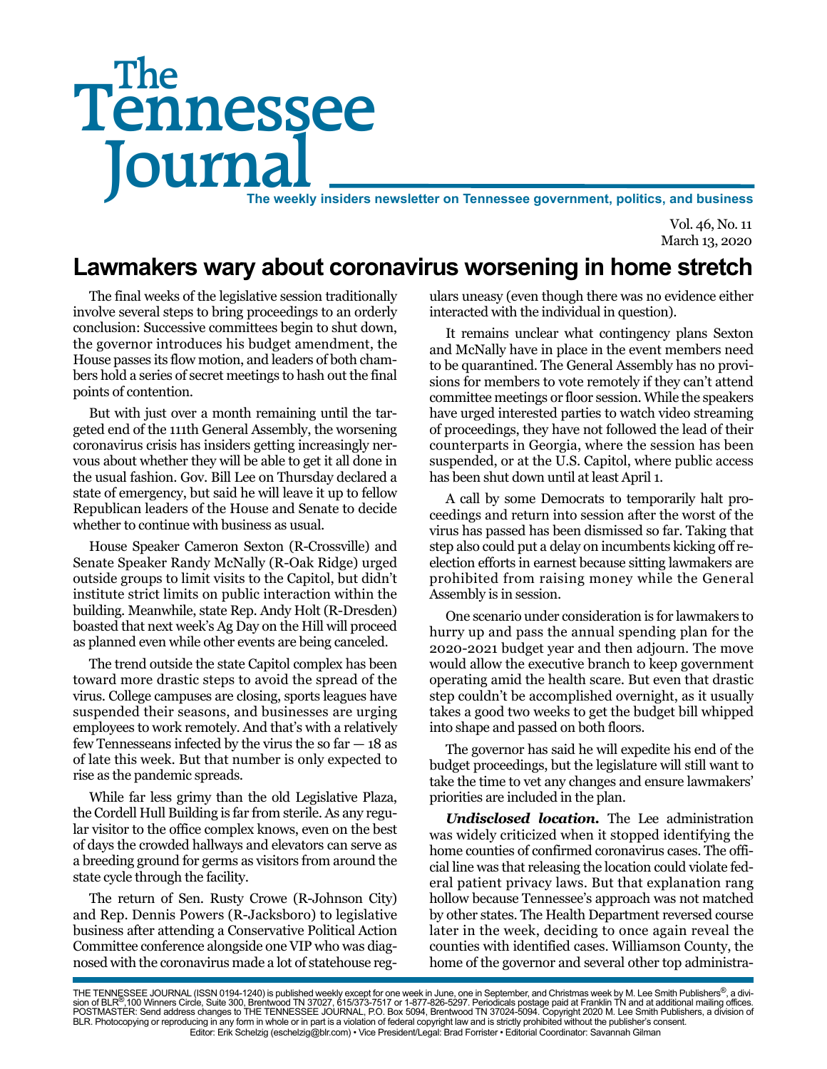# The Tennessee Journal

**The weekly insiders newsletter on Tennessee government, politics, and business**

Vol. 46, No. 11
March 13, 2020

## Lawmakers wary about coronavirus worsening in home stretch

The final weeks of the legislative session traditionally involve several steps to bring proceedings to an orderly conclusion: Successive committees begin to shut down, the governor introduces his budget amendment, the House passes its flow motion, and leaders of both chambers hold a series of secret meetings to hash out the final points of contention.

But with just over a month remaining until the targeted end of the 111th General Assembly, the worsening coronavirus crisis has insiders getting increasingly nervous about whether they will be able to get it all done in the usual fashion. Gov. Bill Lee on Thursday declared a state of emergency, but said he will leave it up to fellow Republican leaders of the House and Senate to decide whether to continue with business as usual.

House Speaker Cameron Sexton (R-Crossville) and Senate Speaker Randy McNally (R-Oak Ridge) urged outside groups to limit visits to the Capitol, but didn't institute strict limits on public interaction within the building. Meanwhile, state Rep. Andy Holt (R-Dresden) boasted that next week's Ag Day on the Hill will proceed as planned even while other events are being canceled.

The trend outside the state Capitol complex has been toward more drastic steps to avoid the spread of the virus. College campuses are closing, sports leagues have suspended their seasons, and businesses are urging employees to work remotely. And that's with a relatively few Tennesseans infected by the virus the so far — 18 as of late this week. But that number is only expected to rise as the pandemic spreads.

While far less grimy than the old Legislative Plaza, the Cordell Hull Building is far from sterile. As any regular visitor to the office complex knows, even on the best of days the crowded hallways and elevators can serve as a breeding ground for germs as visitors from around the state cycle through the facility.

The return of Sen. Rusty Crowe (R-Johnson City) and Rep. Dennis Powers (R-Jacksboro) to legislative business after attending a Conservative Political Action Committee conference alongside one VIP who was diagnosed with the coronavirus made a lot of statehouse regulars uneasy (even though there was no evidence either interacted with the individual in question).

It remains unclear what contingency plans Sexton and McNally have in place in the event members need to be quarantined. The General Assembly has no provisions for members to vote remotely if they can't attend committee meetings or floor session. While the speakers have urged interested parties to watch video streaming of proceedings, they have not followed the lead of their counterparts in Georgia, where the session has been suspended, or at the U.S. Capitol, where public access has been shut down until at least April 1.

A call by some Democrats to temporarily halt proceedings and return into session after the worst of the virus has passed has been dismissed so far. Taking that step also could put a delay on incumbents kicking off reelection efforts in earnest because sitting lawmakers are prohibited from raising money while the General Assembly is in session.

One scenario under consideration is for lawmakers to hurry up and pass the annual spending plan for the 2020-2021 budget year and then adjourn. The move would allow the executive branch to keep government operating amid the health scare. But even that drastic step couldn't be accomplished overnight, as it usually takes a good two weeks to get the budget bill whipped into shape and passed on both floors.

The governor has said he will expedite his end of the budget proceedings, but the legislature will still want to take the time to vet any changes and ensure lawmakers' priorities are included in the plan.

***Undisclosed location.*** The Lee administration was widely criticized when it stopped identifying the home counties of confirmed coronavirus cases. The official line was that releasing the location could violate federal patient privacy laws. But that explanation rang hollow because Tennessee's approach was not matched by other states. The Health Department reversed course later in the week, deciding to once again reveal the counties with identified cases. Williamson County, the home of the governor and several other top administra-

THE TENNESSEE JOURNAL (ISSN 0194-1240) is published weekly except for one week in June, one in September, and Christmas week by M. Lee Smith Publishers®, a division of BLR®,100 Winners Circle, Suite 300, Brentwood TN 37027, 615/373-7517 or 1-877-826-5297. Periodicals postage paid at Franklin TN and at additional mailing offices. POSTMASTER: Send address changes to THE TENNESSEE JOURNAL, P.O. Box 5094, Brentwood TN 37024-5094. Copyright 2020 M. Lee Smith Publishers, a division of BLR. Photocopying or reproducing in any form in whole or in part is a violation of federal copyright law and is strictly prohibited without the publisher's consent.
Editor: Erik Schelzig (eschelzig@blr.com) • Vice President/Legal: Brad Forrister • Editorial Coordinator: Savannah Gilman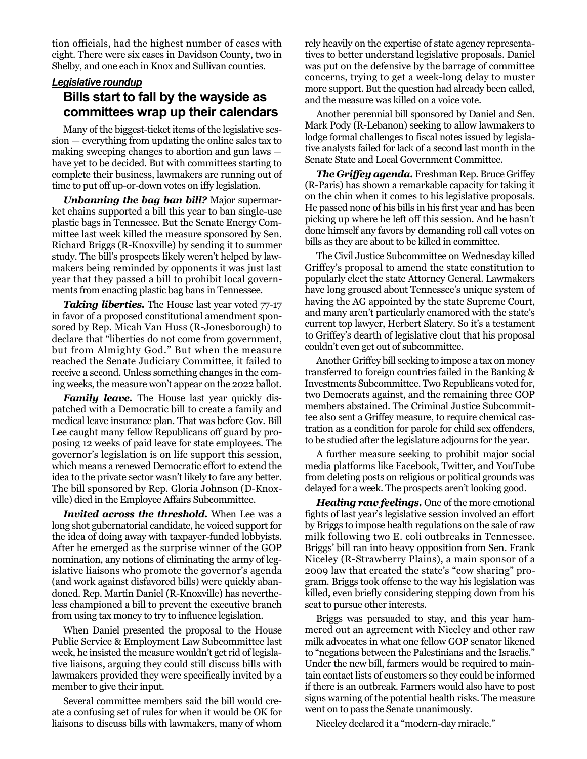tion officials, had the highest number of cases with eight. There were six cases in Davidson County, two in Shelby, and one each in Knox and Sullivan counties.

***Legislative roundup***

## Bills start to fall by the wayside as committees wrap up their calendars

Many of the biggest-ticket items of the legislative session — everything from updating the online sales tax to making sweeping changes to abortion and gun laws — have yet to be decided. But with committees starting to complete their business, lawmakers are running out of time to put off up-or-down votes on iffy legislation.

***Unbanning the bag ban bill?*** Major supermarket chains supported a bill this year to ban single-use plastic bags in Tennessee. But the Senate Energy Committee last week killed the measure sponsored by Sen. Richard Briggs (R-Knoxville) by sending it to summer study. The bill's prospects likely weren't helped by lawmakers being reminded by opponents it was just last year that they passed a bill to prohibit local governments from enacting plastic bag bans in Tennessee.

***Taking liberties.*** The House last year voted 77-17 in favor of a proposed constitutional amendment sponsored by Rep. Micah Van Huss (R-Jonesborough) to declare that "liberties do not come from government, but from Almighty God." But when the measure reached the Senate Judiciary Committee, it failed to receive a second. Unless something changes in the coming weeks, the measure won't appear on the 2022 ballot.

***Family leave.*** The House last year quickly dispatched with a Democratic bill to create a family and medical leave insurance plan. That was before Gov. Bill Lee caught many fellow Republicans off guard by proposing 12 weeks of paid leave for state employees. The governor's legislation is on life support this session, which means a renewed Democratic effort to extend the idea to the private sector wasn't likely to fare any better. The bill sponsored by Rep. Gloria Johnson (D-Knoxville) died in the Employee Affairs Subcommittee.

***Invited across the threshold.*** When Lee was a long shot gubernatorial candidate, he voiced support for the idea of doing away with taxpayer-funded lobbyists. After he emerged as the surprise winner of the GOP nomination, any notions of eliminating the army of legislative liaisons who promote the governor's agenda (and work against disfavored bills) were quickly abandoned. Rep. Martin Daniel (R-Knoxville) has nevertheless championed a bill to prevent the executive branch from using tax money to try to influence legislation.

When Daniel presented the proposal to the House Public Service & Employment Law Subcommittee last week, he insisted the measure wouldn't get rid of legislative liaisons, arguing they could still discuss bills with lawmakers provided they were specifically invited by a member to give their input.

Several committee members said the bill would create a confusing set of rules for when it would be OK for liaisons to discuss bills with lawmakers, many of whom rely heavily on the expertise of state agency representatives to better understand legislative proposals. Daniel was put on the defensive by the barrage of committee concerns, trying to get a week-long delay to muster more support. But the question had already been called, and the measure was killed on a voice vote.

Another perennial bill sponsored by Daniel and Sen. Mark Pody (R-Lebanon) seeking to allow lawmakers to lodge formal challenges to fiscal notes issued by legislative analysts failed for lack of a second last month in the Senate State and Local Government Committee.

***The Griffey agenda.*** Freshman Rep. Bruce Griffey (R-Paris) has shown a remarkable capacity for taking it on the chin when it comes to his legislative proposals. He passed none of his bills in his first year and has been picking up where he left off this session. And he hasn't done himself any favors by demanding roll call votes on bills as they are about to be killed in committee.

The Civil Justice Subcommittee on Wednesday killed Griffey's proposal to amend the state constitution to popularly elect the state Attorney General. Lawmakers have long groused about Tennessee's unique system of having the AG appointed by the state Supreme Court, and many aren't particularly enamored with the state's current top lawyer, Herbert Slatery. So it's a testament to Griffey's dearth of legislative clout that his proposal couldn't even get out of subcommittee.

Another Griffey bill seeking to impose a tax on money transferred to foreign countries failed in the Banking & Investments Subcommittee. Two Republicans voted for, two Democrats against, and the remaining three GOP members abstained. The Criminal Justice Subcommittee also sent a Griffey measure, to require chemical castration as a condition for parole for child sex offenders, to be studied after the legislature adjourns for the year.

A further measure seeking to prohibit major social media platforms like Facebook, Twitter, and YouTube from deleting posts on religious or political grounds was delayed for a week. The prospects aren't looking good.

***Healing raw feelings.*** One of the more emotional fights of last year's legislative session involved an effort by Briggs to impose health regulations on the sale of raw milk following two E. coli outbreaks in Tennessee. Briggs' bill ran into heavy opposition from Sen. Frank Niceley (R-Strawberry Plains), a main sponsor of a 2009 law that created the state's "cow sharing" program. Briggs took offense to the way his legislation was killed, even briefly considering stepping down from his seat to pursue other interests.

Briggs was persuaded to stay, and this year hammered out an agreement with Niceley and other raw milk advocates in what one fellow GOP senator likened to "negations between the Palestinians and the Israelis." Under the new bill, farmers would be required to maintain contact lists of customers so they could be informed if there is an outbreak. Farmers would also have to post signs warning of the potential health risks. The measure went on to pass the Senate unanimously.

Niceley declared it a "modern-day miracle."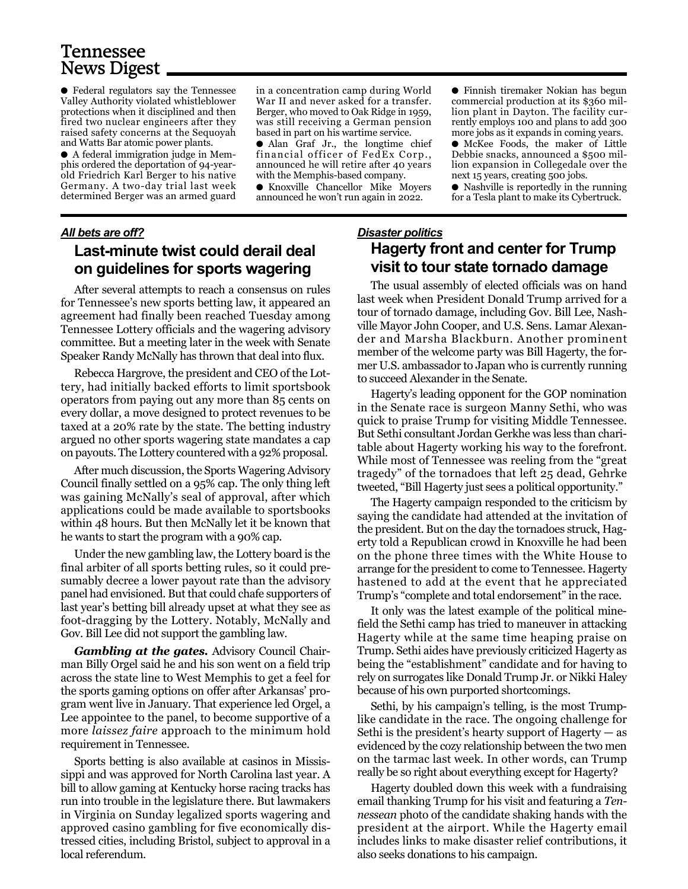# Tennessee News Digest

- Federal regulators say the Tennessee Valley Authority violated whistleblower protections when it disciplined and then fired two nuclear engineers after they raised safety concerns at the Sequoyah and Watts Bar atomic power plants.
- A federal immigration judge in Memphis ordered the deportation of 94-year-old Friedrich Karl Berger to his native Germany. A two-day trial last week determined Berger was an armed guard in a concentration camp during World War II and never asked for a transfer. Berger, who moved to Oak Ridge in 1959, was still receiving a German pension based in part on his wartime service.
- Alan Graf Jr., the longtime chief financial officer of FedEx Corp., announced he will retire after 40 years with the Memphis-based company.
- Knoxville Chancellor Mike Moyers announced he won't run again in 2022.
- Finnish tiremaker Nokian has begun commercial production at its $360 million plant in Dayton. The facility currently employs 100 and plans to add 300 more jobs as it expands in coming years.
- McKee Foods, the maker of Little Debbie snacks, announced a $500 million expansion in Collegedale over the next 15 years, creating 500 jobs.
- Nashville is reportedly in the running for a Tesla plant to make its Cybertruck.

***All bets are off?***

## Last-minute twist could derail deal on guidelines for sports wagering

After several attempts to reach a consensus on rules for Tennessee's new sports betting law, it appeared an agreement had finally been reached Tuesday among Tennessee Lottery officials and the wagering advisory committee. But a meeting later in the week with Senate Speaker Randy McNally has thrown that deal into flux.

Rebecca Hargrove, the president and CEO of the Lottery, had initially backed efforts to limit sportsbook operators from paying out any more than 85 cents on every dollar, a move designed to protect revenues to be taxed at a 20% rate by the state. The betting industry argued no other sports wagering state mandates a cap on payouts. The Lottery countered with a 92% proposal.

After much discussion, the Sports Wagering Advisory Council finally settled on a 95% cap. The only thing left was gaining McNally's seal of approval, after which applications could be made available to sportsbooks within 48 hours. But then McNally let it be known that he wants to start the program with a 90% cap.

Under the new gambling law, the Lottery board is the final arbiter of all sports betting rules, so it could presumably decree a lower payout rate than the advisory panel had envisioned. But that could chafe supporters of last year's betting bill already upset at what they see as foot-dragging by the Lottery. Notably, McNally and Gov. Bill Lee did not support the gambling law.

***Gambling at the gates.*** Advisory Council Chairman Billy Orgel said he and his son went on a field trip across the state line to West Memphis to get a feel for the sports gaming options on offer after Arkansas' program went live in January. That experience led Orgel, a Lee appointee to the panel, to become supportive of a more *laissez faire* approach to the minimum hold requirement in Tennessee.

Sports betting is also available at casinos in Mississippi and was approved for North Carolina last year. A bill to allow gaming at Kentucky horse racing tracks has run into trouble in the legislature there. But lawmakers in Virginia on Sunday legalized sports wagering and approved casino gambling for five economically distressed cities, including Bristol, subject to approval in a local referendum.

***Disaster politics***

## Hagerty front and center for Trump visit to tour state tornado damage

The usual assembly of elected officials was on hand last week when President Donald Trump arrived for a tour of tornado damage, including Gov. Bill Lee, Nashville Mayor John Cooper, and U.S. Sens. Lamar Alexander and Marsha Blackburn. Another prominent member of the welcome party was Bill Hagerty, the former U.S. ambassador to Japan who is currently running to succeed Alexander in the Senate.

Hagerty's leading opponent for the GOP nomination in the Senate race is surgeon Manny Sethi, who was quick to praise Trump for visiting Middle Tennessee. But Sethi consultant Jordan Gerkhe was less than charitable about Hagerty working his way to the forefront. While most of Tennessee was reeling from the "great tragedy" of the tornadoes that left 25 dead, Gehrke tweeted, "Bill Hagerty just sees a political opportunity."

The Hagerty campaign responded to the criticism by saying the candidate had attended at the invitation of the president. But on the day the tornadoes struck, Hagerty told a Republican crowd in Knoxville he had been on the phone three times with the White House to arrange for the president to come to Tennessee. Hagerty hastened to add at the event that he appreciated Trump's "complete and total endorsement" in the race.

It only was the latest example of the political minefield the Sethi camp has tried to maneuver in attacking Hagerty while at the same time heaping praise on Trump. Sethi aides have previously criticized Hagerty as being the "establishment" candidate and for having to rely on surrogates like Donald Trump Jr. or Nikki Haley because of his own purported shortcomings.

Sethi, by his campaign's telling, is the most Trump-like candidate in the race. The ongoing challenge for Sethi is the president's hearty support of Hagerty — as evidenced by the cozy relationship between the two men on the tarmac last week. In other words, can Trump really be so right about everything except for Hagerty?

Hagerty doubled down this week with a fundraising email thanking Trump for his visit and featuring a *Tennessean* photo of the candidate shaking hands with the president at the airport. While the Hagerty email includes links to make disaster relief contributions, it also seeks donations to his campaign.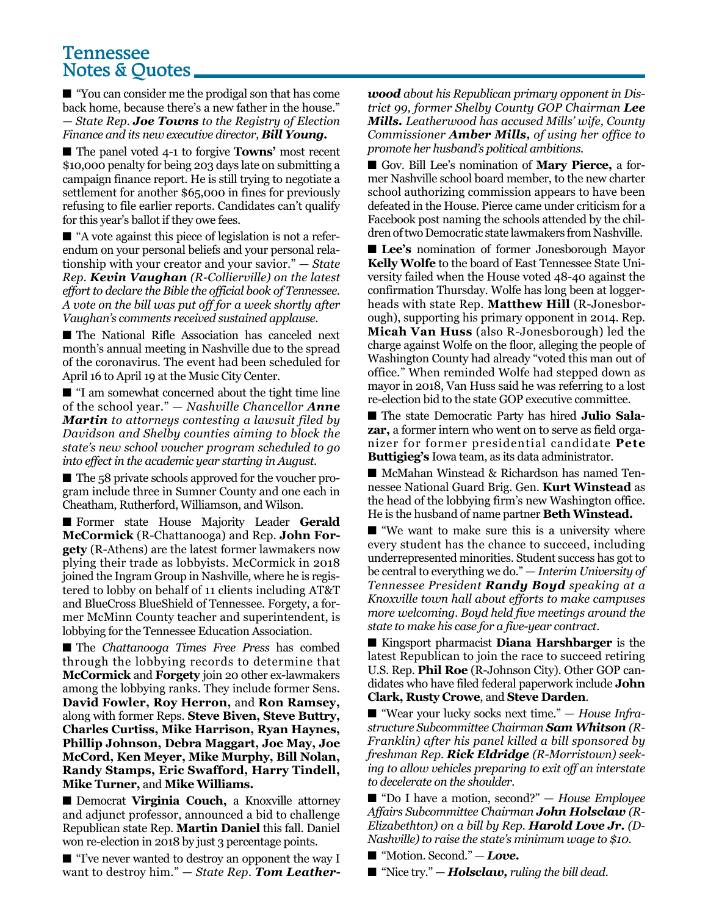# Tennessee Notes & Quotes

■ "You can consider me the prodigal son that has come back home, because there's a new father in the house." — *State Rep.* ***Joe Towns*** *to the Registry of Election Finance and its new executive director,* ***Bill Young.***

■ The panel voted 4-1 to forgive **Towns'** most recent $10,000 penalty for being 203 days late on submitting a campaign finance report. He is still trying to negotiate a settlement for another $65,000 in fines for previously refusing to file earlier reports. Candidates can't qualify for this year's ballot if they owe fees.

■ "A vote against this piece of legislation is not a referendum on your personal beliefs and your personal relationship with your creator and your savior." — *State Rep.* ***Kevin Vaughan*** *(R-Collierville) on the latest effort to declare the Bible the official book of Tennessee. A vote on the bill was put off for a week shortly after Vaughan's comments received sustained applause.*

■ The National Rifle Association has canceled next month's annual meeting in Nashville due to the spread of the coronavirus. The event had been scheduled for April 16 to April 19 at the Music City Center.

■ "I am somewhat concerned about the tight time line of the school year." — *Nashville Chancellor* ***Anne Martin*** *to attorneys contesting a lawsuit filed by Davidson and Shelby counties aiming to block the state's new school voucher program scheduled to go into effect in the academic year starting in August.*

■ The 58 private schools approved for the voucher program include three in Sumner County and one each in Cheatham, Rutherford, Williamson, and Wilson.

■ Former state House Majority Leader **Gerald McCormick** (R-Chattanooga) and Rep. **John Forgety** (R-Athens) are the latest former lawmakers now plying their trade as lobbyists. McCormick in 2018 joined the Ingram Group in Nashville, where he is registered to lobby on behalf of 11 clients including AT&T and BlueCross BlueShield of Tennessee. Forgety, a former McMinn County teacher and superintendent, is lobbying for the Tennessee Education Association.

■ The *Chattanooga Times Free Press* has combed through the lobbying records to determine that **McCormick** and **Forgety** join 20 other ex-lawmakers among the lobbying ranks. They include former Sens. **David Fowler, Roy Herron,** and **Ron Ramsey,** along with former Reps. **Steve Biven, Steve Buttry, Charles Curtiss, Mike Harrison, Ryan Haynes, Phillip Johnson, Debra Maggart, Joe May, Joe McCord, Ken Meyer, Mike Murphy, Bill Nolan, Randy Stamps, Eric Swafford, Harry Tindell, Mike Turner,** and **Mike Williams.**

■ Democrat **Virginia Couch,** a Knoxville attorney and adjunct professor, announced a bid to challenge Republican state Rep. **Martin Daniel** this fall. Daniel won re-election in 2018 by just 3 percentage points.

■ "I've never wanted to destroy an opponent the way I want to destroy him." — *State Rep.* ***Tom Leatherwood*** *about his Republican primary opponent in District 99, former Shelby County GOP Chairman* ***Lee Mills.*** *Leatherwood has accused Mills' wife, County Commissioner* ***Amber Mills,*** *of using her office to promote her husband's political ambitions.*

■ Gov. Bill Lee's nomination of **Mary Pierce,** a former Nashville school board member, to the new charter school authorizing commission appears to have been defeated in the House. Pierce came under criticism for a Facebook post naming the schools attended by the children of two Democratic state lawmakers from Nashville.

■ **Lee's** nomination of former Jonesborough Mayor **Kelly Wolfe** to the board of East Tennessee State University failed when the House voted 48-40 against the confirmation Thursday. Wolfe has long been at loggerheads with state Rep. **Matthew Hill** (R-Jonesborough), supporting his primary opponent in 2014. Rep. **Micah Van Huss** (also R-Jonesborough) led the charge against Wolfe on the floor, alleging the people of Washington County had already "voted this man out of office." When reminded Wolfe had stepped down as mayor in 2018, Van Huss said he was referring to a lost re-election bid to the state GOP executive committee.

■ The state Democratic Party has hired **Julio Salazar,** a former intern who went on to serve as field organizer for former presidential candidate **Pete Buttigieg's** Iowa team, as its data administrator.

■ McMahan Winstead & Richardson has named Tennessee National Guard Brig. Gen. **Kurt Winstead** as the head of the lobbying firm's new Washington office. He is the husband of name partner **Beth Winstead.**

■ "We want to make sure this is a university where every student has the chance to succeed, including underrepresented minorities. Student success has got to be central to everything we do." — *Interim University of Tennessee President* ***Randy Boyd*** *speaking at a Knoxville town hall about efforts to make campuses more welcoming. Boyd held five meetings around the state to make his case for a five-year contract.*

■ Kingsport pharmacist **Diana Harshbarger** is the latest Republican to join the race to succeed retiring U.S. Rep. **Phil Roe** (R-Johnson City). Other GOP candidates who have filed federal paperwork include **John Clark, Rusty Crowe**, and **Steve Darden**.

■ "Wear your lucky socks next time." — *House Infrastructure Subcommittee Chairman* ***Sam Whitson*** *(R-Franklin) after his panel killed a bill sponsored by freshman Rep.* ***Rick Eldridge*** *(R-Morristown) seeking to allow vehicles preparing to exit off an interstate to decelerate on the shoulder.*

■ "Do I have a motion, second?" — *House Employee Affairs Subcommittee Chairman* ***John Holsclaw*** *(R-Elizabethton) on a bill by Rep.* ***Harold Love Jr.*** *(D-Nashville) to raise the state's minimum wage to $10.*

■ "Motion. Second." — ***Love.***

■ "Nice try." — ***Holsclaw,*** *ruling the bill dead.*